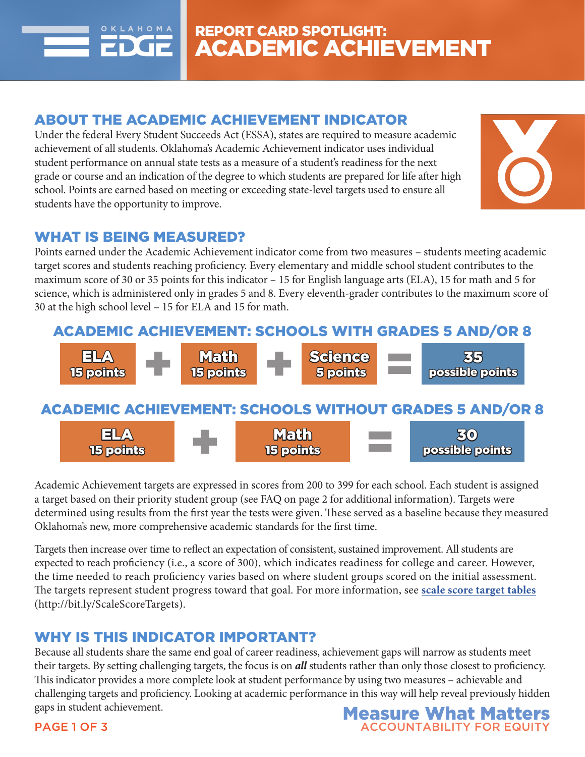# REPORT CARD SPOTLIGHT: ACADEMIC ACHIEVEMENT

## ABOUT THE ACADEMIC ACHIEVEMENT INDICATOR

Under the federal Every Student Succeeds Act (ESSA), states are required to measure academic achievement of all students. Oklahoma's Academic Achievement indicator uses individual student performance on annual state tests as a measure of a student's readiness for the next grade or course and an indication of the degree to which students are prepared for life after high school. Points are earned based on meeting or exceeding state-level targets used to ensure all students have the opportunity to improve.

## WHAT IS BEING MEASURED?

Points earned under the Academic Achievement indicator come from two measures – students meeting academic target scores and students reaching proficiency. Every elementary and middle school student contributes to the maximum score of 30 or 35 points for this indicator – 15 for English language arts (ELA), 15 for math and 5 for science, which is administered only in grades 5 and 8. Every eleventh-grader contributes to the maximum score of 30 at the high school level – 15 for ELA and 15 for math.

### ACADEMIC ACHIEVEMENT: SCHOOLS WITH GRADES 5 AND/OR 8

**ELA** 15 points + **Math** 15 points + **Science** 5 points = **35** possible points

### ACADEMIC ACHIEVEMENT: SCHOOLS WITHOUT GRADES 5 AND/OR 8

**ELA** 15 points + **Math** 15 points = **30** possible points

Academic Achievement targets are expressed in scores from 200 to 399 for each school. Each student is assigned a target based on their priority student group (see FAQ on page 2 for additional information). Targets were determined using results from the first year the tests were given. These served as a baseline because they measured Oklahoma's new, more comprehensive academic standards for the first time.

Targets then increase over time to reflect an expectation of consistent, sustained improvement. All students are expected to reach proficiency (i.e., a score of 300), which indicates readiness for college and career. However, the time needed to reach proficiency varies based on where student groups scored on the initial assessment. The targets represent student progress toward that goal. For more information, see **scale score target tables** (http://bit.ly/ScaleScoreTargets).

## WHY IS THIS INDICATOR IMPORTANT?

Because all students share the same end goal of career readiness, achievement gaps will narrow as students meet their targets. By setting challenging targets, the focus is on ***all*** students rather than only those closest to proficiency. This indicator provides a more complete look at student performance by using two measures – achievable and challenging targets and proficiency. Looking at academic performance in this way will help reveal previously hidden gaps in student achievement.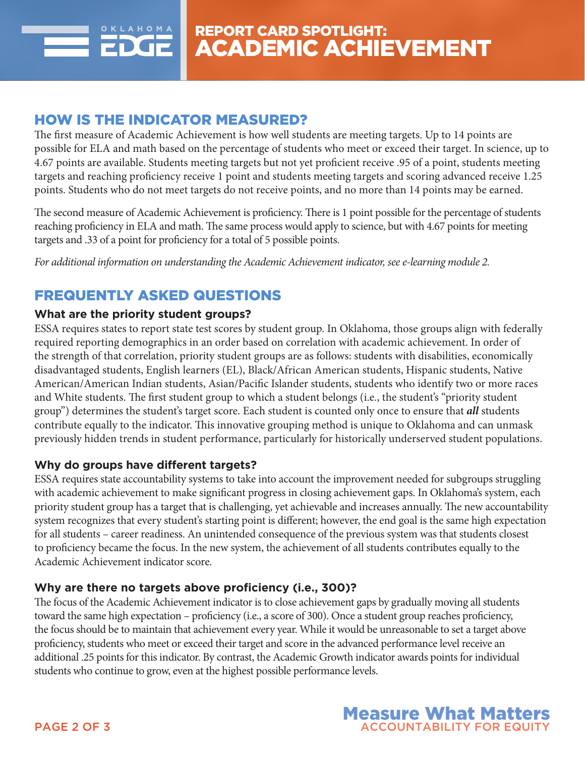# REPORT CARD SPOTLIGHT: ACADEMIC ACHIEVEMENT

## HOW IS THE INDICATOR MEASURED?

The first measure of Academic Achievement is how well students are meeting targets. Up to 14 points are possible for ELA and math based on the percentage of students who meet or exceed their target. In science, up to 4.67 points are available. Students meeting targets but not yet proficient receive .95 of a point, students meeting targets and reaching proficiency receive 1 point and students meeting targets and scoring advanced receive 1.25 points. Students who do not meet targets do not receive points, and no more than 14 points may be earned.

The second measure of Academic Achievement is proficiency. There is 1 point possible for the percentage of students reaching proficiency in ELA and math. The same process would apply to science, but with 4.67 points for meeting targets and .33 of a point for proficiency for a total of 5 possible points.

*For additional information on understanding the Academic Achievement indicator, see e-learning module 2.*

## FREQUENTLY ASKED QUESTIONS

### What are the priority student groups?

ESSA requires states to report state test scores by student group. In Oklahoma, those groups align with federally required reporting demographics in an order based on correlation with academic achievement. In order of the strength of that correlation, priority student groups are as follows: students with disabilities, economically disadvantaged students, English learners (EL), Black/African American students, Hispanic students, Native American/American Indian students, Asian/Pacific Islander students, students who identify two or more races and White students. The first student group to which a student belongs (i.e., the student's "priority student group") determines the student's target score. Each student is counted only once to ensure that ***all*** students contribute equally to the indicator. This innovative grouping method is unique to Oklahoma and can unmask previously hidden trends in student performance, particularly for historically underserved student populations.

### Why do groups have different targets?

ESSA requires state accountability systems to take into account the improvement needed for subgroups struggling with academic achievement to make significant progress in closing achievement gaps. In Oklahoma's system, each priority student group has a target that is challenging, yet achievable and increases annually. The new accountability system recognizes that every student's starting point is different; however, the end goal is the same high expectation for all students – career readiness. An unintended consequence of the previous system was that students closest to proficiency became the focus. In the new system, the achievement of all students contributes equally to the Academic Achievement indicator score.

### Why are there no targets above proficiency (i.e., 300)?

The focus of the Academic Achievement indicator is to close achievement gaps by gradually moving all students toward the same high expectation – proficiency (i.e., a score of 300). Once a student group reaches proficiency, the focus should be to maintain that achievement every year. While it would be unreasonable to set a target above proficiency, students who meet or exceed their target and score in the advanced performance level receive an additional .25 points for this indicator. By contrast, the Academic Growth indicator awards points for individual students who continue to grow, even at the highest possible performance levels.

**Measure What Matters**
ACCOUNTABILITY FOR EQUITY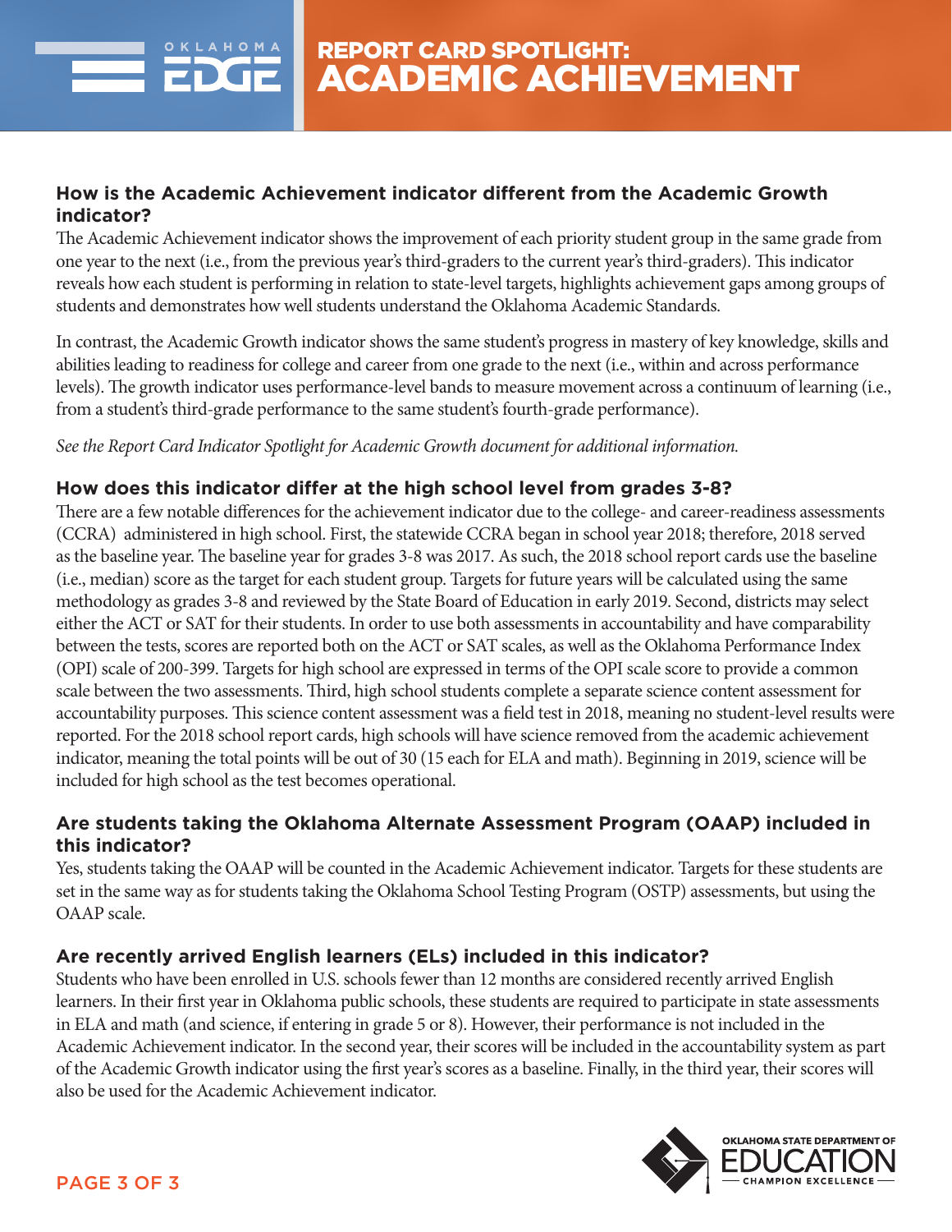# REPORT CARD SPOTLIGHT: ACADEMIC ACHIEVEMENT

### How is the Academic Achievement indicator different from the Academic Growth indicator?

The Academic Achievement indicator shows the improvement of each priority student group in the same grade from one year to the next (i.e., from the previous year's third-graders to the current year's third-graders). This indicator reveals how each student is performing in relation to state-level targets, highlights achievement gaps among groups of students and demonstrates how well students understand the Oklahoma Academic Standards.

In contrast, the Academic Growth indicator shows the same student's progress in mastery of key knowledge, skills and abilities leading to readiness for college and career from one grade to the next (i.e., within and across performance levels). The growth indicator uses performance-level bands to measure movement across a continuum of learning (i.e., from a student's third-grade performance to the same student's fourth-grade performance).

*See the Report Card Indicator Spotlight for Academic Growth document for additional information.*

### How does this indicator differ at the high school level from grades 3-8?

There are a few notable differences for the achievement indicator due to the college- and career-readiness assessments (CCRA) administered in high school. First, the statewide CCRA began in school year 2018; therefore, 2018 served as the baseline year. The baseline year for grades 3-8 was 2017. As such, the 2018 school report cards use the baseline (i.e., median) score as the target for each student group. Targets for future years will be calculated using the same methodology as grades 3-8 and reviewed by the State Board of Education in early 2019. Second, districts may select either the ACT or SAT for their students. In order to use both assessments in accountability and have comparability between the tests, scores are reported both on the ACT or SAT scales, as well as the Oklahoma Performance Index (OPI) scale of 200-399. Targets for high school are expressed in terms of the OPI scale score to provide a common scale between the two assessments. Third, high school students complete a separate science content assessment for accountability purposes. This science content assessment was a field test in 2018, meaning no student-level results were reported. For the 2018 school report cards, high schools will have science removed from the academic achievement indicator, meaning the total points will be out of 30 (15 each for ELA and math). Beginning in 2019, science will be included for high school as the test becomes operational.

### Are students taking the Oklahoma Alternate Assessment Program (OAAP) included in this indicator?

Yes, students taking the OAAP will be counted in the Academic Achievement indicator. Targets for these students are set in the same way as for students taking the Oklahoma School Testing Program (OSTP) assessments, but using the OAAP scale.

### Are recently arrived English learners (ELs) included in this indicator?

Students who have been enrolled in U.S. schools fewer than 12 months are considered recently arrived English learners. In their first year in Oklahoma public schools, these students are required to participate in state assessments in ELA and math (and science, if entering in grade 5 or 8). However, their performance is not included in the Academic Achievement indicator. In the second year, their scores will be included in the accountability system as part of the Academic Growth indicator using the first year's scores as a baseline. Finally, in the third year, their scores will also be used for the Academic Achievement indicator.